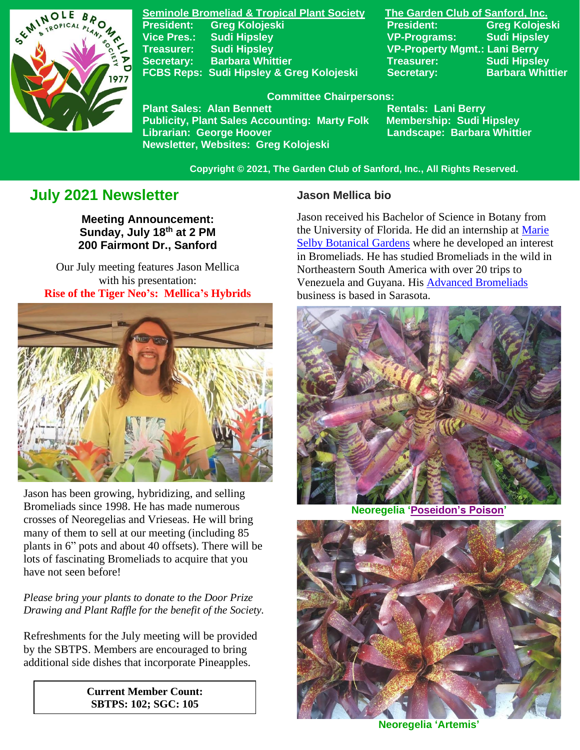**Seminole Bromeliad & Tropical Plant Society**

President: Greg Kolojeski
Vice Pres.: Sudi Hipsley
Treasurer: Sudi Hipsley
Secretary: Barbara Whittier
FCBS Reps: Sudi Hipsley & Greg Kolojeski

**The Garden Club of Sanford, Inc.**

President: Greg Kolojeski
VP-Programs: Sudi Hipsley
VP-Property Mgmt.: Lani Berry
Treasurer: Sudi Hipsley
Secretary: Barbara Whittier

**Committee Chairpersons:**

Plant Sales: Alan Bennett
Publicity, Plant Sales Accounting: Marty Folk
Librarian: George Hoover
Newsletter, Websites: Greg Kolojeski
Rentals: Lani Berry
Membership: Sudi Hipsley
Landscape: Barbara Whittier

Copyright © 2021, The Garden Club of Sanford, Inc., All Rights Reserved.

# July 2021 Newsletter

**Meeting Announcement:**
**Sunday, July 18th at 2 PM**
**200 Fairmont Dr., Sanford**

Our July meeting features Jason Mellica with his presentation:
**Rise of the Tiger Neo's: Mellica's Hybrids**

Jason has been growing, hybridizing, and selling Bromeliads since 1998. He has made numerous crosses of Neoregelias and Vrieseas. He will bring many of them to sell at our meeting (including 85 plants in 6" pots and about 40 offsets). There will be lots of fascinating Bromeliads to acquire that you have not seen before!

*Please bring your plants to donate to the Door Prize Drawing and Plant Raffle for the benefit of the Society.*

Refreshments for the July meeting will be provided by the SBTPS. Members are encouraged to bring additional side dishes that incorporate Pineapples.

**Current Member Count:**
**SBTPS: 102; SGC: 105**

### Jason Mellica bio

Jason received his Bachelor of Science in Botany from the University of Florida. He did an internship at Marie Selby Botanical Gardens where he developed an interest in Bromeliads. He has studied Bromeliads in the wild in Northeastern South America with over 20 trips to Venezuela and Guyana. His Advanced Bromeliads business is based in Sarasota.

Neoregelia 'Poseidon's Poison'

Neoregelia 'Artemis'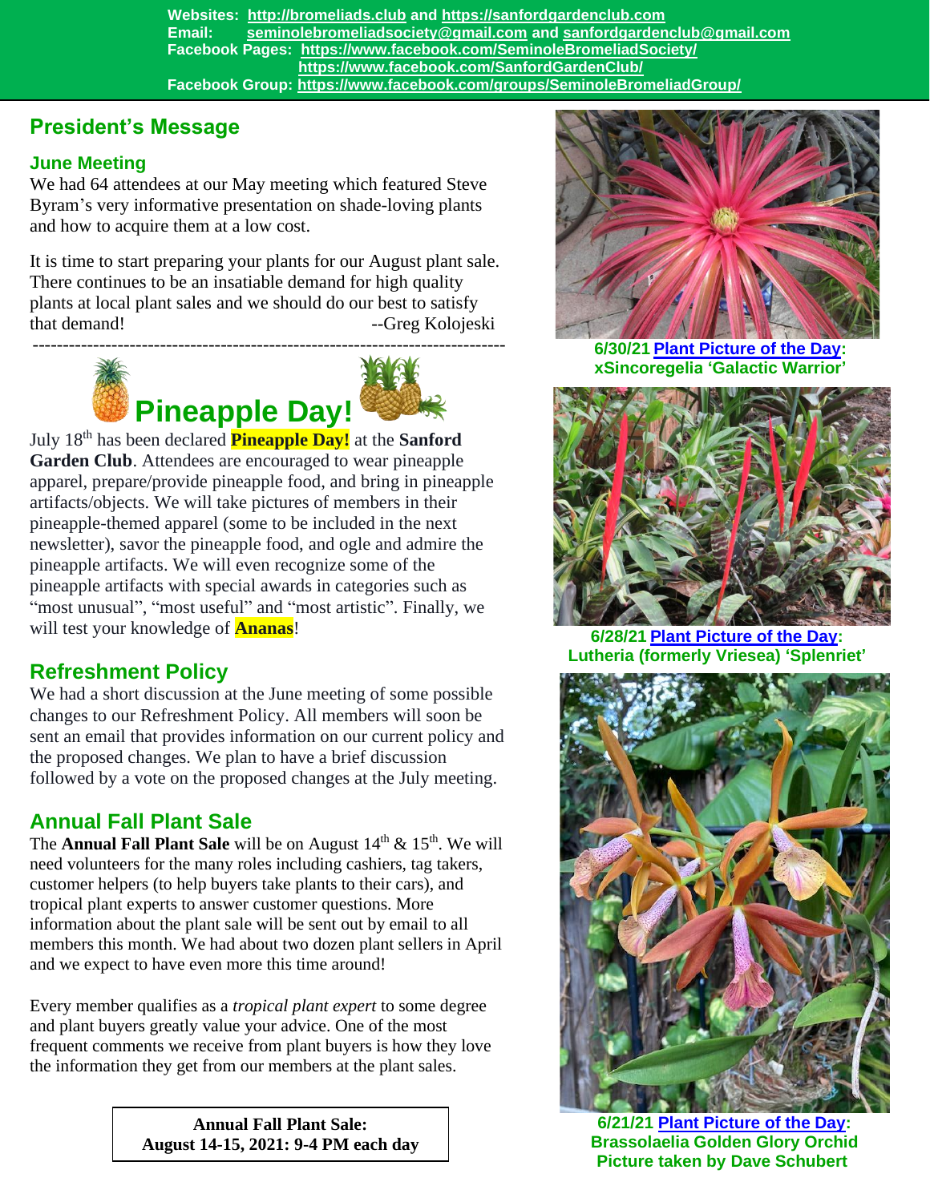**Websites:** http://bromeliads.club and https://sanfordgardenclub.com
**Email:** seminolebromeliadsociety@gmail.com and sanfordgardenclub@gmail.com
**Facebook Pages:** https://www.facebook.com/SeminoleBromeliadSociety/
https://www.facebook.com/SanfordGardenClub/
**Facebook Group:** https://www.facebook.com/groups/SeminoleBromeliadGroup/

## President's Message

### June Meeting

We had 64 attendees at our May meeting which featured Steve Byram's very informative presentation on shade-loving plants and how to acquire them at a low cost.

It is time to start preparing your plants for our August plant sale. There continues to be an insatiable demand for high quality plants at local plant sales and we should do our best to satisfy that demand! --Greg Kolojeski

---

## Pineapple Day!

July 18th has been declared **Pineapple Day!** at the **Sanford Garden Club**. Attendees are encouraged to wear pineapple apparel, prepare/provide pineapple food, and bring in pineapple artifacts/objects. We will take pictures of members in their pineapple-themed apparel (some to be included in the next newsletter), savor the pineapple food, and ogle and admire the pineapple artifacts. We will even recognize some of the pineapple artifacts with special awards in categories such as "most unusual", "most useful" and "most artistic". Finally, we will test your knowledge of **Ananas**!

## Refreshment Policy

We had a short discussion at the June meeting of some possible changes to our Refreshment Policy. All members will soon be sent an email that provides information on our current policy and the proposed changes. We plan to have a brief discussion followed by a vote on the proposed changes at the July meeting.

## Annual Fall Plant Sale

The **Annual Fall Plant Sale** will be on August 14th & 15th. We will need volunteers for the many roles including cashiers, tag takers, customer helpers (to help buyers take plants to their cars), and tropical plant experts to answer customer questions. More information about the plant sale will be sent out by email to all members this month. We had about two dozen plant sellers in April and we expect to have even more this time around!

Every member qualifies as a *tropical plant expert* to some degree and plant buyers greatly value your advice. One of the most frequent comments we receive from plant buyers is how they love the information they get from our members at the plant sales.

**Annual Fall Plant Sale:**
**August 14-15, 2021: 9-4 PM each day**

**6/30/21 Plant Picture of the Day: xSincoregelia 'Galactic Warrior'**

**6/28/21 Plant Picture of the Day: Lutheria (formerly Vriesea) 'Splenriet'**

**6/21/21 Plant Picture of the Day: Brassolaelia Golden Glory Orchid**
**Picture taken by Dave Schubert**